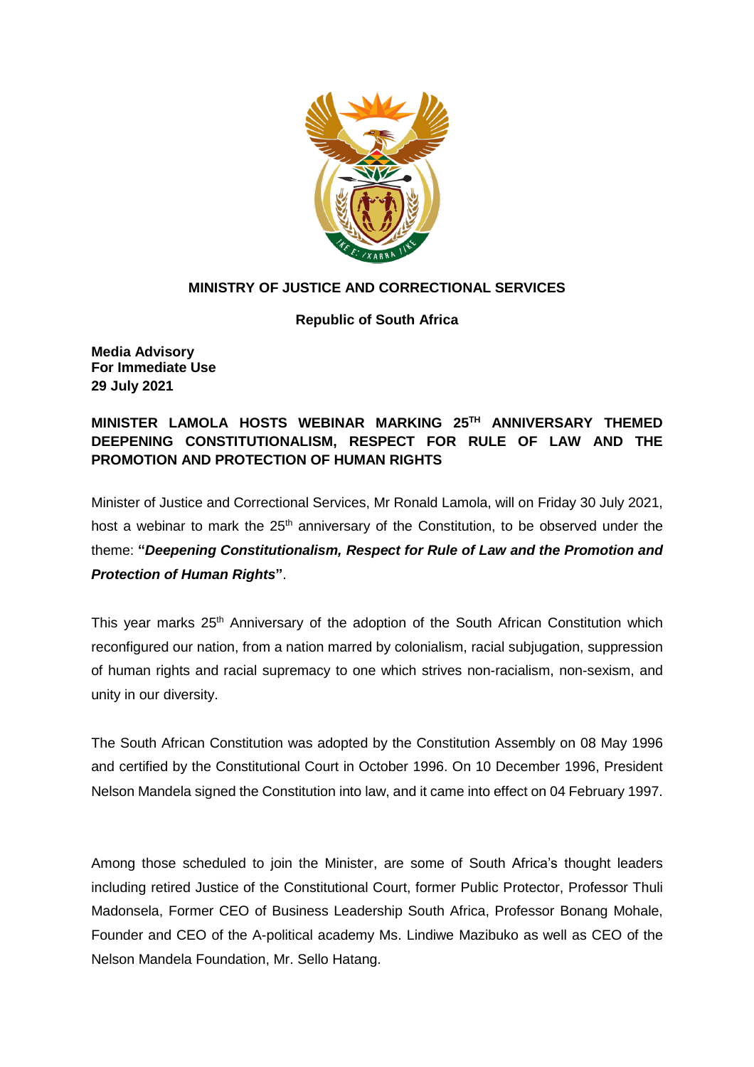**MINISTRY OF JUSTICE AND CORRECTIONAL SERVICES**

**Republic of South Africa**

**Media Advisory**
**For Immediate Use**
**29 July 2021**

## MINISTER LAMOLA HOSTS WEBINAR MARKING 25TH ANNIVERSARY THEMED DEEPENING CONSTITUTIONALISM, RESPECT FOR RULE OF LAW AND THE PROMOTION AND PROTECTION OF HUMAN RIGHTS

Minister of Justice and Correctional Services, Mr Ronald Lamola, will on Friday 30 July 2021, host a webinar to mark the 25th anniversary of the Constitution, to be observed under the theme: **"*Deepening Constitutionalism, Respect for Rule of Law and the Promotion and Protection of Human Rights*"**.

This year marks 25th Anniversary of the adoption of the South African Constitution which reconfigured our nation, from a nation marred by colonialism, racial subjugation, suppression of human rights and racial supremacy to one which strives non-racialism, non-sexism, and unity in our diversity.

The South African Constitution was adopted by the Constitution Assembly on 08 May 1996 and certified by the Constitutional Court in October 1996. On 10 December 1996, President Nelson Mandela signed the Constitution into law, and it came into effect on 04 February 1997.

Among those scheduled to join the Minister, are some of South Africa's thought leaders including retired Justice of the Constitutional Court, former Public Protector, Professor Thuli Madonsela, Former CEO of Business Leadership South Africa, Professor Bonang Mohale, Founder and CEO of the A-political academy Ms. Lindiwe Mazibuko as well as CEO of the Nelson Mandela Foundation, Mr. Sello Hatang.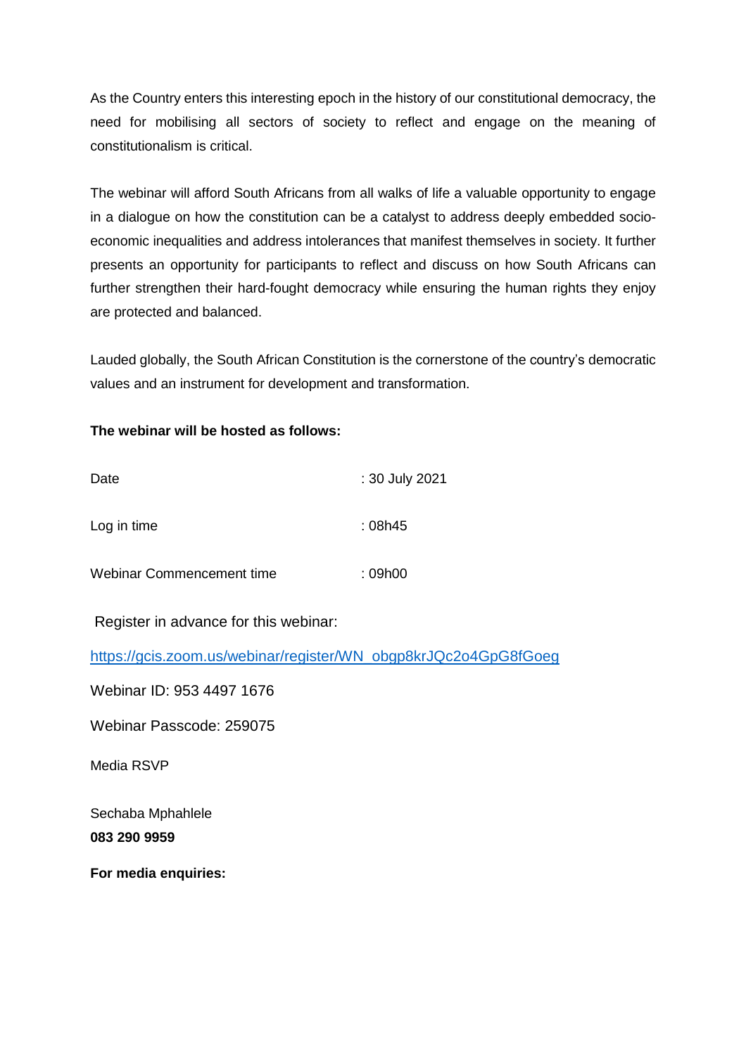As the Country enters this interesting epoch in the history of our constitutional democracy, the need for mobilising all sectors of society to reflect and engage on the meaning of constitutionalism is critical.

The webinar will afford South Africans from all walks of life a valuable opportunity to engage in a dialogue on how the constitution can be a catalyst to address deeply embedded socio-economic inequalities and address intolerances that manifest themselves in society. It further presents an opportunity for participants to reflect and discuss on how South Africans can further strengthen their hard-fought democracy while ensuring the human rights they enjoy are protected and balanced.

Lauded globally, the South African Constitution is the cornerstone of the country's democratic values and an instrument for development and transformation.

**The webinar will be hosted as follows:**

Date : 30 July 2021

Log in time : 08h45

Webinar Commencement time : 09h00

Register in advance for this webinar:

https://gcis.zoom.us/webinar/register/WN_obgp8krJQc2o4GpG8fGoeg

Webinar ID: 953 4497 1676

Webinar Passcode: 259075

Media RSVP

Sechaba Mphahlele
**083 290 9959**

**For media enquiries:**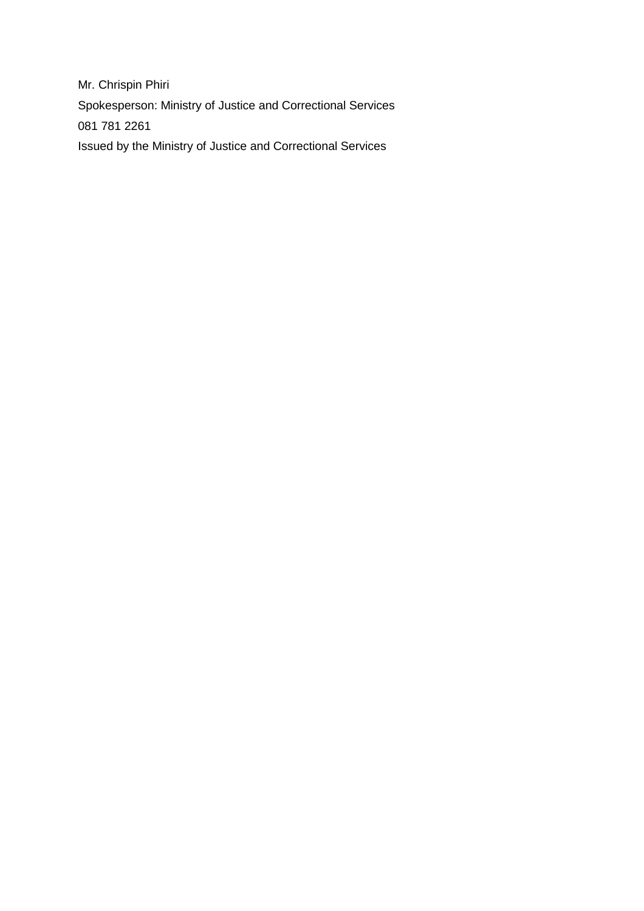Mr. Chrispin Phiri

Spokesperson: Ministry of Justice and Correctional Services

081 781 2261

Issued by the Ministry of Justice and Correctional Services